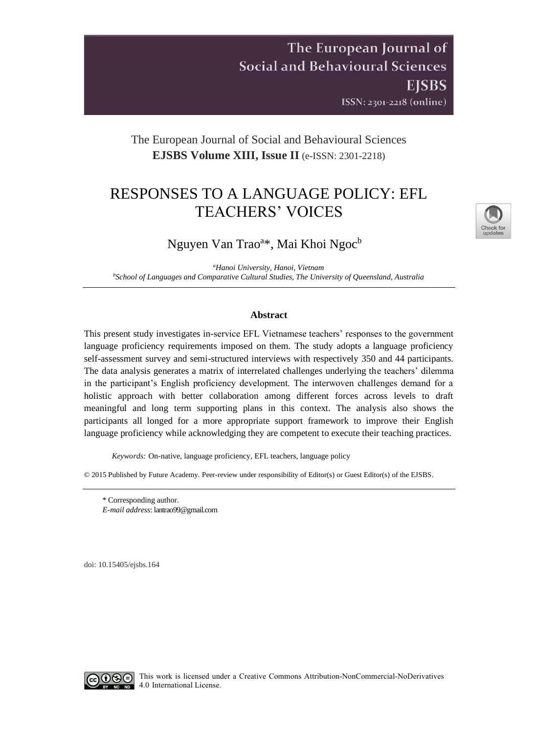The European Journal of Social and Behavioural Sciences
**EJSBS Volume XIII, Issue II** (e-ISSN: 2301-2218)

# RESPONSES TO A LANGUAGE POLICY: EFL TEACHERS' VOICES

Nguyen Van Trao[a]*, Mai Khoi Ngoc[b]

[a]*Hanoi University, Hanoi, Vietnam*
[b]*School of Languages and Comparative Cultural Studies, The University of Queensland, Australia*

---

### Abstract

This present study investigates in-service EFL Vietnamese teachers' responses to the government language proficiency requirements imposed on them. The study adopts a language proficiency self-assessment survey and semi-structured interviews with respectively 350 and 44 participants. The data analysis generates a matrix of interrelated challenges underlying the teachers' dilemma in the participant's English proficiency development. The interwoven challenges demand for a holistic approach with better collaboration among different forces across levels to draft meaningful and long term supporting plans in this context. The analysis also shows the participants all longed for a more appropriate support framework to improve their English language proficiency while acknowledging they are competent to execute their teaching practices.

*Keywords:* On-native, language proficiency, EFL teachers, language policy

© 2015 Published by Future Academy. Peer-review under responsibility of Editor(s) or Guest Editor(s) of the EJSBS.

---

\* Corresponding author.
*E-mail address*: lantrao99@gmail.com

doi: 10.15405/ejsbs.164

This work is licensed under a Creative Commons Attribution-NonCommercial-NoDerivatives 4.0 International License.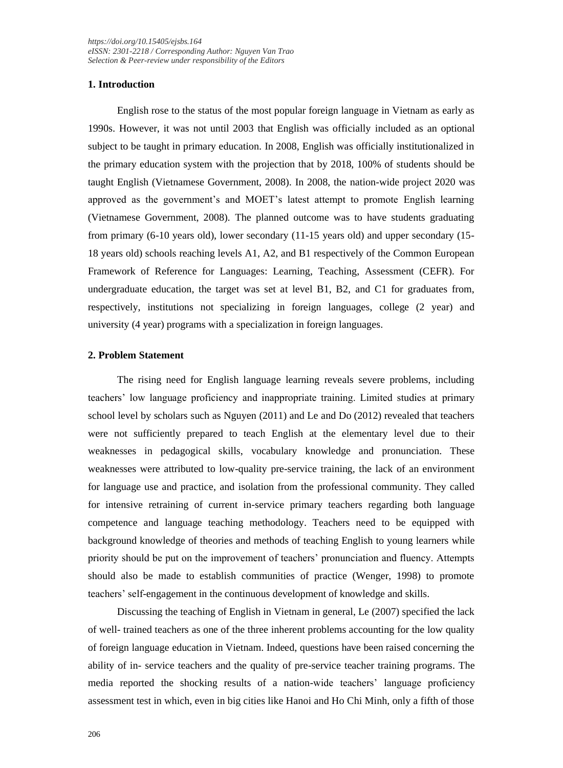## 1. Introduction

English rose to the status of the most popular foreign language in Vietnam as early as 1990s. However, it was not until 2003 that English was officially included as an optional subject to be taught in primary education. In 2008, English was officially institutionalized in the primary education system with the projection that by 2018, 100% of students should be taught English (Vietnamese Government, 2008). In 2008, the nation-wide project 2020 was approved as the government's and MOET's latest attempt to promote English learning (Vietnamese Government, 2008). The planned outcome was to have students graduating from primary (6-10 years old), lower secondary (11-15 years old) and upper secondary (15-18 years old) schools reaching levels A1, A2, and B1 respectively of the Common European Framework of Reference for Languages: Learning, Teaching, Assessment (CEFR). For undergraduate education, the target was set at level B1, B2, and C1 for graduates from, respectively, institutions not specializing in foreign languages, college (2 year) and university (4 year) programs with a specialization in foreign languages.

## 2. Problem Statement

The rising need for English language learning reveals severe problems, including teachers' low language proficiency and inappropriate training. Limited studies at primary school level by scholars such as Nguyen (2011) and Le and Do (2012) revealed that teachers were not sufficiently prepared to teach English at the elementary level due to their weaknesses in pedagogical skills, vocabulary knowledge and pronunciation. These weaknesses were attributed to low-quality pre-service training, the lack of an environment for language use and practice, and isolation from the professional community. They called for intensive retraining of current in-service primary teachers regarding both language competence and language teaching methodology. Teachers need to be equipped with background knowledge of theories and methods of teaching English to young learners while priority should be put on the improvement of teachers' pronunciation and fluency. Attempts should also be made to establish communities of practice (Wenger, 1998) to promote teachers' self-engagement in the continuous development of knowledge and skills.

Discussing the teaching of English in Vietnam in general, Le (2007) specified the lack of well- trained teachers as one of the three inherent problems accounting for the low quality of foreign language education in Vietnam. Indeed, questions have been raised concerning the ability of in- service teachers and the quality of pre-service teacher training programs. The media reported the shocking results of a nation-wide teachers' language proficiency assessment test in which, even in big cities like Hanoi and Ho Chi Minh, only a fifth of those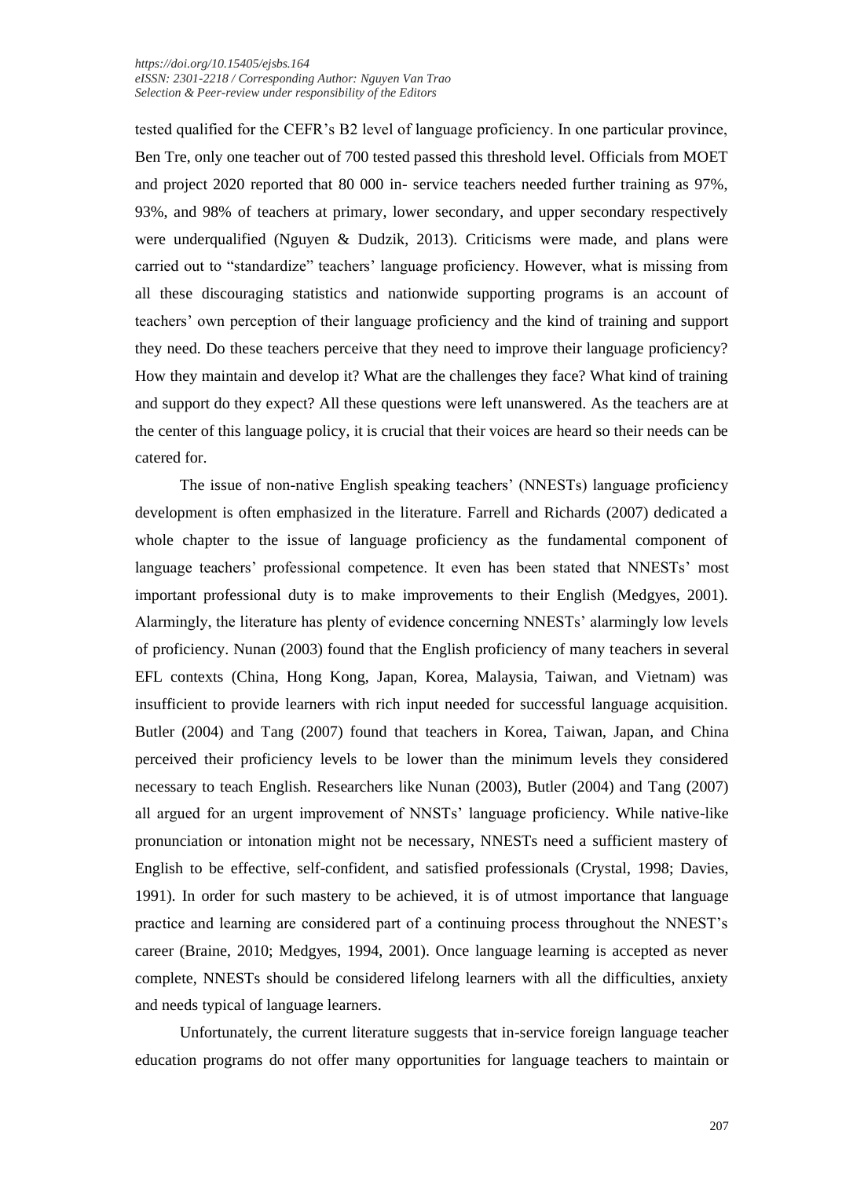tested qualified for the CEFR's B2 level of language proficiency. In one particular province, Ben Tre, only one teacher out of 700 tested passed this threshold level. Officials from MOET and project 2020 reported that 80 000 in- service teachers needed further training as 97%, 93%, and 98% of teachers at primary, lower secondary, and upper secondary respectively were underqualified (Nguyen & Dudzik, 2013). Criticisms were made, and plans were carried out to "standardize" teachers' language proficiency. However, what is missing from all these discouraging statistics and nationwide supporting programs is an account of teachers' own perception of their language proficiency and the kind of training and support they need. Do these teachers perceive that they need to improve their language proficiency? How they maintain and develop it? What are the challenges they face? What kind of training and support do they expect? All these questions were left unanswered. As the teachers are at the center of this language policy, it is crucial that their voices are heard so their needs can be catered for.

The issue of non-native English speaking teachers' (NNESTs) language proficiency development is often emphasized in the literature. Farrell and Richards (2007) dedicated a whole chapter to the issue of language proficiency as the fundamental component of language teachers' professional competence. It even has been stated that NNESTs' most important professional duty is to make improvements to their English (Medgyes, 2001). Alarmingly, the literature has plenty of evidence concerning NNESTs' alarmingly low levels of proficiency. Nunan (2003) found that the English proficiency of many teachers in several EFL contexts (China, Hong Kong, Japan, Korea, Malaysia, Taiwan, and Vietnam) was insufficient to provide learners with rich input needed for successful language acquisition. Butler (2004) and Tang (2007) found that teachers in Korea, Taiwan, Japan, and China perceived their proficiency levels to be lower than the minimum levels they considered necessary to teach English. Researchers like Nunan (2003), Butler (2004) and Tang (2007) all argued for an urgent improvement of NNSTs' language proficiency. While native-like pronunciation or intonation might not be necessary, NNESTs need a sufficient mastery of English to be effective, self-confident, and satisfied professionals (Crystal, 1998; Davies, 1991). In order for such mastery to be achieved, it is of utmost importance that language practice and learning are considered part of a continuing process throughout the NNEST's career (Braine, 2010; Medgyes, 1994, 2001). Once language learning is accepted as never complete, NNESTs should be considered lifelong learners with all the difficulties, anxiety and needs typical of language learners.

Unfortunately, the current literature suggests that in-service foreign language teacher education programs do not offer many opportunities for language teachers to maintain or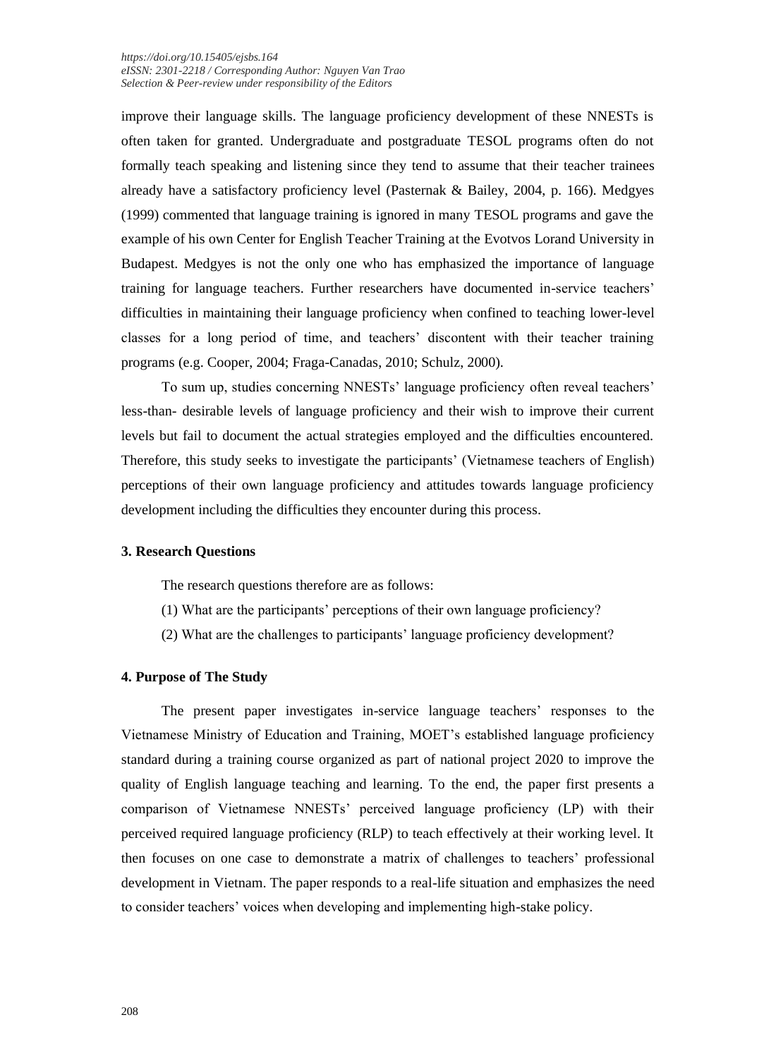improve their language skills. The language proficiency development of these NNESTs is often taken for granted. Undergraduate and postgraduate TESOL programs often do not formally teach speaking and listening since they tend to assume that their teacher trainees already have a satisfactory proficiency level (Pasternak & Bailey, 2004, p. 166). Medgyes (1999) commented that language training is ignored in many TESOL programs and gave the example of his own Center for English Teacher Training at the Evotvos Lorand University in Budapest. Medgyes is not the only one who has emphasized the importance of language training for language teachers. Further researchers have documented in-service teachers' difficulties in maintaining their language proficiency when confined to teaching lower-level classes for a long period of time, and teachers' discontent with their teacher training programs (e.g. Cooper, 2004; Fraga-Canadas, 2010; Schulz, 2000).

To sum up, studies concerning NNESTs' language proficiency often reveal teachers' less-than- desirable levels of language proficiency and their wish to improve their current levels but fail to document the actual strategies employed and the difficulties encountered. Therefore, this study seeks to investigate the participants' (Vietnamese teachers of English) perceptions of their own language proficiency and attitudes towards language proficiency development including the difficulties they encounter during this process.

### 3. Research Questions

The research questions therefore are as follows:

(1) What are the participants' perceptions of their own language proficiency?

(2) What are the challenges to participants' language proficiency development?

### 4. Purpose of The Study

The present paper investigates in-service language teachers' responses to the Vietnamese Ministry of Education and Training, MOET's established language proficiency standard during a training course organized as part of national project 2020 to improve the quality of English language teaching and learning. To the end, the paper first presents a comparison of Vietnamese NNESTs' perceived language proficiency (LP) with their perceived required language proficiency (RLP) to teach effectively at their working level. It then focuses on one case to demonstrate a matrix of challenges to teachers' professional development in Vietnam. The paper responds to a real-life situation and emphasizes the need to consider teachers' voices when developing and implementing high-stake policy.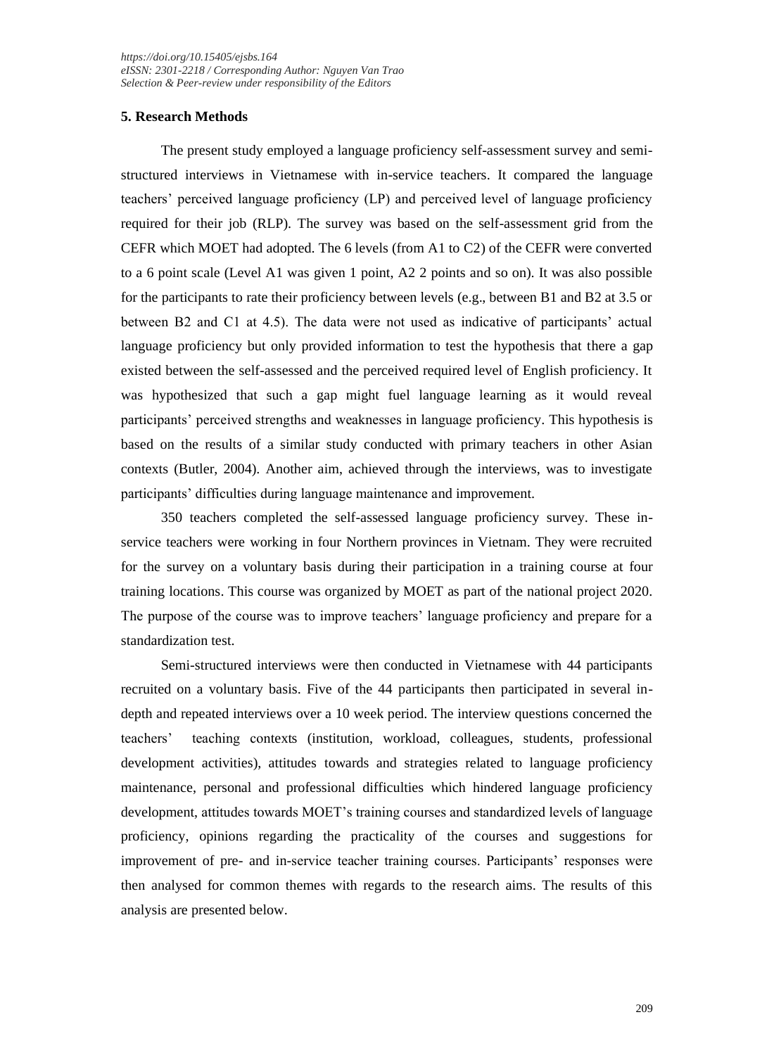## 5. Research Methods

The present study employed a language proficiency self-assessment survey and semi-structured interviews in Vietnamese with in-service teachers. It compared the language teachers' perceived language proficiency (LP) and perceived level of language proficiency required for their job (RLP). The survey was based on the self-assessment grid from the CEFR which MOET had adopted. The 6 levels (from A1 to C2) of the CEFR were converted to a 6 point scale (Level A1 was given 1 point, A2 2 points and so on). It was also possible for the participants to rate their proficiency between levels (e.g., between B1 and B2 at 3.5 or between B2 and C1 at 4.5). The data were not used as indicative of participants' actual language proficiency but only provided information to test the hypothesis that there a gap existed between the self-assessed and the perceived required level of English proficiency. It was hypothesized that such a gap might fuel language learning as it would reveal participants' perceived strengths and weaknesses in language proficiency. This hypothesis is based on the results of a similar study conducted with primary teachers in other Asian contexts (Butler, 2004). Another aim, achieved through the interviews, was to investigate participants' difficulties during language maintenance and improvement.

350 teachers completed the self-assessed language proficiency survey. These in-service teachers were working in four Northern provinces in Vietnam. They were recruited for the survey on a voluntary basis during their participation in a training course at four training locations. This course was organized by MOET as part of the national project 2020. The purpose of the course was to improve teachers' language proficiency and prepare for a standardization test.

Semi-structured interviews were then conducted in Vietnamese with 44 participants recruited on a voluntary basis. Five of the 44 participants then participated in several in-depth and repeated interviews over a 10 week period. The interview questions concerned the teachers' teaching contexts (institution, workload, colleagues, students, professional development activities), attitudes towards and strategies related to language proficiency maintenance, personal and professional difficulties which hindered language proficiency development, attitudes towards MOET's training courses and standardized levels of language proficiency, opinions regarding the practicality of the courses and suggestions for improvement of pre- and in-service teacher training courses. Participants' responses were then analysed for common themes with regards to the research aims. The results of this analysis are presented below.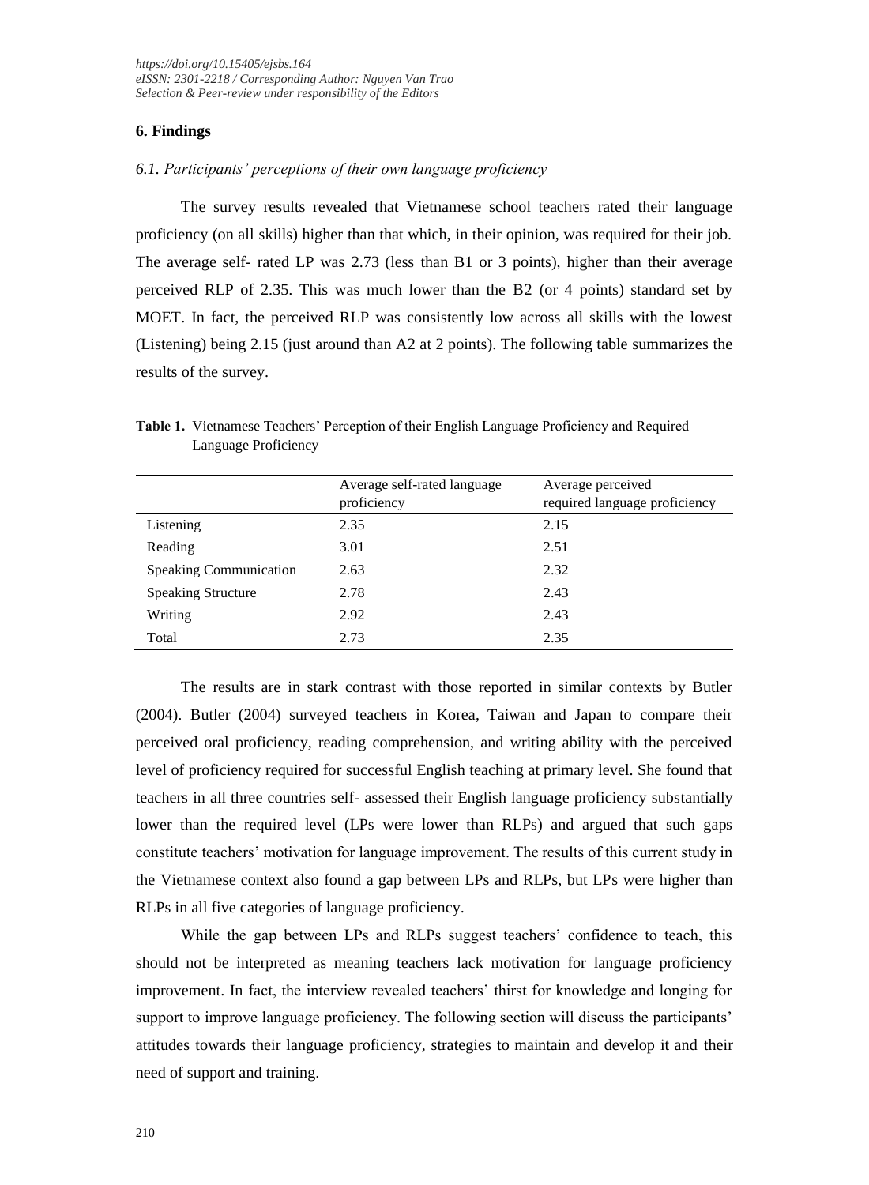## 6. Findings

### *6.1. Participants' perceptions of their own language proficiency*

The survey results revealed that Vietnamese school teachers rated their language proficiency (on all skills) higher than that which, in their opinion, was required for their job. The average self- rated LP was 2.73 (less than B1 or 3 points), higher than their average perceived RLP of 2.35. This was much lower than the B2 (or 4 points) standard set by MOET. In fact, the perceived RLP was consistently low across all skills with the lowest (Listening) being 2.15 (just around than A2 at 2 points). The following table summarizes the results of the survey.

**Table 1.** Vietnamese Teachers' Perception of their English Language Proficiency and Required Language Proficiency

| | Average self-rated language proficiency | Average perceived required language proficiency |
|---|---|---|
| Listening | 2.35 | 2.15 |
| Reading | 3.01 | 2.51 |
| Speaking Communication | 2.63 | 2.32 |
| Speaking Structure | 2.78 | 2.43 |
| Writing | 2.92 | 2.43 |
| Total | 2.73 | 2.35 |

The results are in stark contrast with those reported in similar contexts by Butler (2004). Butler (2004) surveyed teachers in Korea, Taiwan and Japan to compare their perceived oral proficiency, reading comprehension, and writing ability with the perceived level of proficiency required for successful English teaching at primary level. She found that teachers in all three countries self- assessed their English language proficiency substantially lower than the required level (LPs were lower than RLPs) and argued that such gaps constitute teachers' motivation for language improvement. The results of this current study in the Vietnamese context also found a gap between LPs and RLPs, but LPs were higher than RLPs in all five categories of language proficiency.

While the gap between LPs and RLPs suggest teachers' confidence to teach, this should not be interpreted as meaning teachers lack motivation for language proficiency improvement. In fact, the interview revealed teachers' thirst for knowledge and longing for support to improve language proficiency. The following section will discuss the participants' attitudes towards their language proficiency, strategies to maintain and develop it and their need of support and training.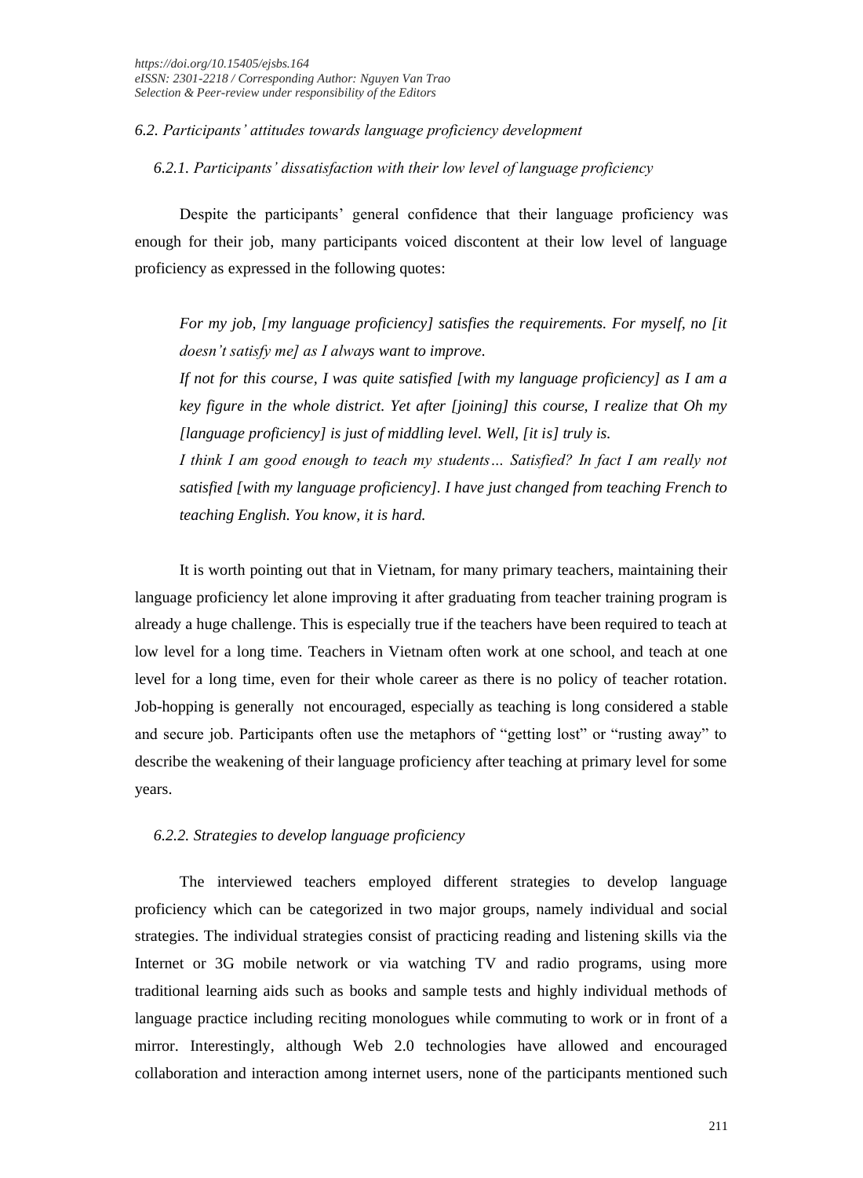### *6.2. Participants' attitudes towards language proficiency development*

#### *6.2.1. Participants' dissatisfaction with their low level of language proficiency*

Despite the participants' general confidence that their language proficiency was enough for their job, many participants voiced discontent at their low level of language proficiency as expressed in the following quotes:

> *For my job, [my language proficiency] satisfies the requirements. For myself, no [it doesn't satisfy me] as I always want to improve.*
>
> *If not for this course, I was quite satisfied [with my language proficiency] as I am a key figure in the whole district. Yet after [joining] this course, I realize that Oh my [language proficiency] is just of middling level. Well, [it is] truly is.*
>
> *I think I am good enough to teach my students… Satisfied? In fact I am really not satisfied [with my language proficiency]. I have just changed from teaching French to teaching English. You know, it is hard.*

It is worth pointing out that in Vietnam, for many primary teachers, maintaining their language proficiency let alone improving it after graduating from teacher training program is already a huge challenge. This is especially true if the teachers have been required to teach at low level for a long time. Teachers in Vietnam often work at one school, and teach at one level for a long time, even for their whole career as there is no policy of teacher rotation. Job-hopping is generally not encouraged, especially as teaching is long considered a stable and secure job. Participants often use the metaphors of "getting lost" or "rusting away" to describe the weakening of their language proficiency after teaching at primary level for some years.

#### *6.2.2. Strategies to develop language proficiency*

The interviewed teachers employed different strategies to develop language proficiency which can be categorized in two major groups, namely individual and social strategies. The individual strategies consist of practicing reading and listening skills via the Internet or 3G mobile network or via watching TV and radio programs, using more traditional learning aids such as books and sample tests and highly individual methods of language practice including reciting monologues while commuting to work or in front of a mirror. Interestingly, although Web 2.0 technologies have allowed and encouraged collaboration and interaction among internet users, none of the participants mentioned such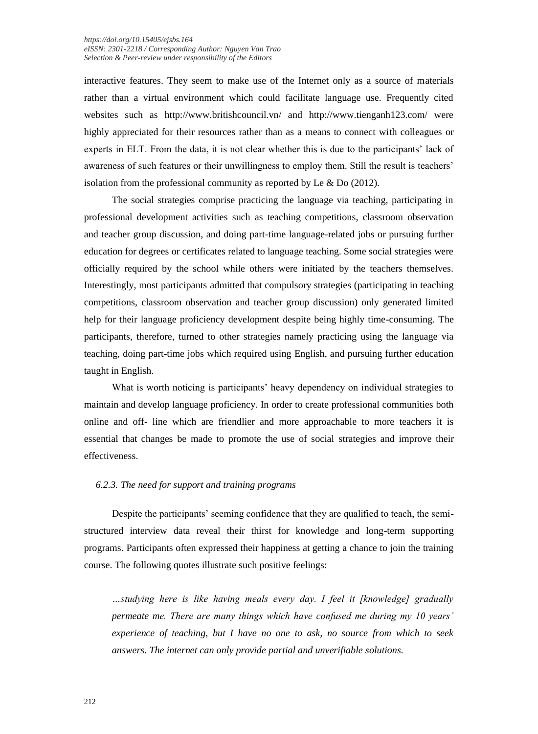interactive features. They seem to make use of the Internet only as a source of materials rather than a virtual environment which could facilitate language use. Frequently cited websites such as http://www.britishcouncil.vn/ and http://www.tienganh123.com/ were highly appreciated for their resources rather than as a means to connect with colleagues or experts in ELT. From the data, it is not clear whether this is due to the participants' lack of awareness of such features or their unwillingness to employ them. Still the result is teachers' isolation from the professional community as reported by Le & Do (2012).

The social strategies comprise practicing the language via teaching, participating in professional development activities such as teaching competitions, classroom observation and teacher group discussion, and doing part-time language-related jobs or pursuing further education for degrees or certificates related to language teaching. Some social strategies were officially required by the school while others were initiated by the teachers themselves. Interestingly, most participants admitted that compulsory strategies (participating in teaching competitions, classroom observation and teacher group discussion) only generated limited help for their language proficiency development despite being highly time-consuming. The participants, therefore, turned to other strategies namely practicing using the language via teaching, doing part-time jobs which required using English, and pursuing further education taught in English.

What is worth noticing is participants' heavy dependency on individual strategies to maintain and develop language proficiency. In order to create professional communities both online and off- line which are friendlier and more approachable to more teachers it is essential that changes be made to promote the use of social strategies and improve their effectiveness.

#### *6.2.3. The need for support and training programs*

Despite the participants' seeming confidence that they are qualified to teach, the semi-structured interview data reveal their thirst for knowledge and long-term supporting programs. Participants often expressed their happiness at getting a chance to join the training course. The following quotes illustrate such positive feelings:

> *…studying here is like having meals every day. I feel it [knowledge] gradually permeate me. There are many things which have confused me during my 10 years' experience of teaching, but I have no one to ask, no source from which to seek answers. The internet can only provide partial and unverifiable solutions.*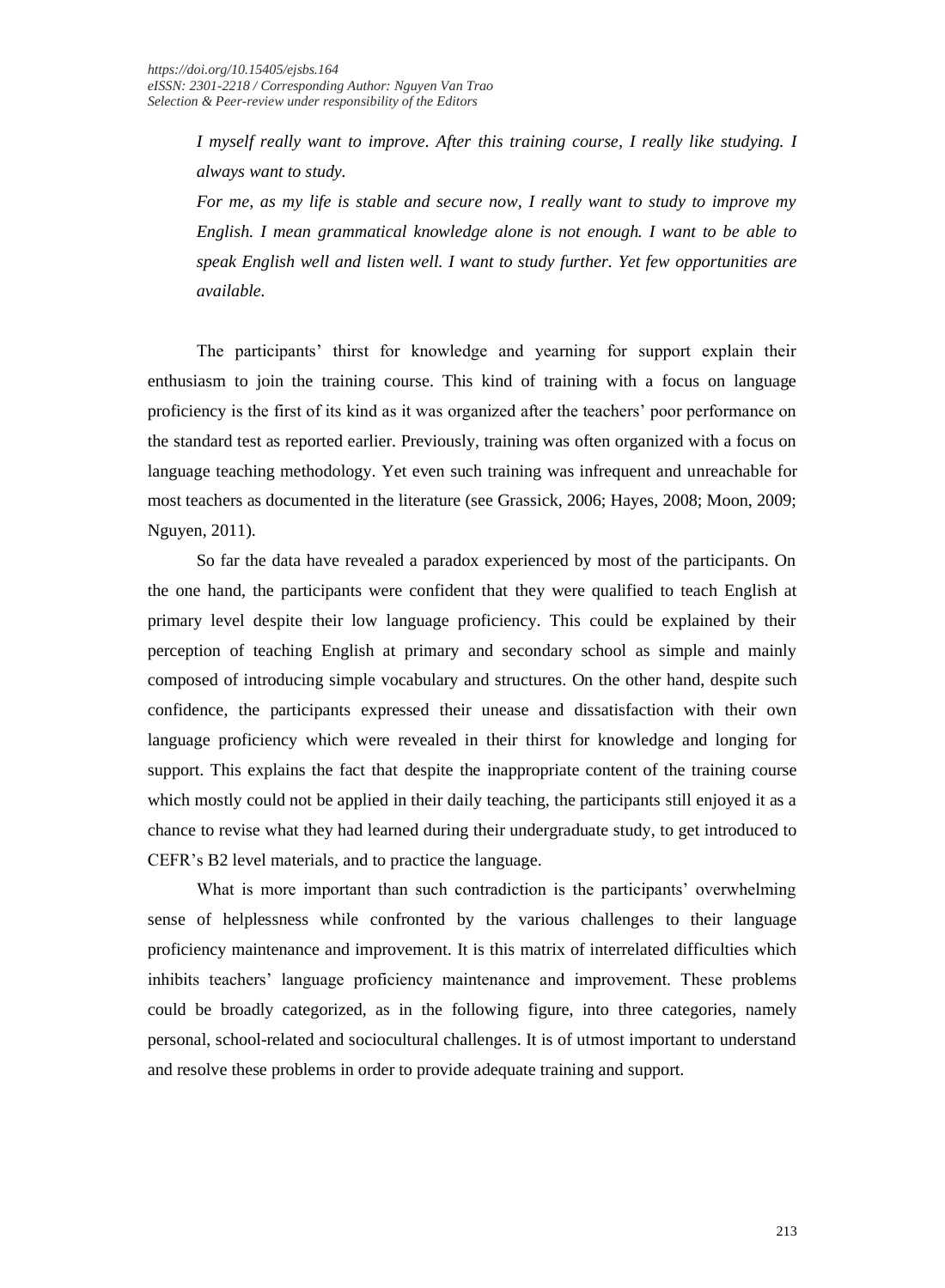*I myself really want to improve. After this training course, I really like studying. I always want to study.*

*For me, as my life is stable and secure now, I really want to study to improve my English. I mean grammatical knowledge alone is not enough. I want to be able to speak English well and listen well. I want to study further. Yet few opportunities are available.*

The participants' thirst for knowledge and yearning for support explain their enthusiasm to join the training course. This kind of training with a focus on language proficiency is the first of its kind as it was organized after the teachers' poor performance on the standard test as reported earlier. Previously, training was often organized with a focus on language teaching methodology. Yet even such training was infrequent and unreachable for most teachers as documented in the literature (see Grassick, 2006; Hayes, 2008; Moon, 2009; Nguyen, 2011).

So far the data have revealed a paradox experienced by most of the participants. On the one hand, the participants were confident that they were qualified to teach English at primary level despite their low language proficiency. This could be explained by their perception of teaching English at primary and secondary school as simple and mainly composed of introducing simple vocabulary and structures. On the other hand, despite such confidence, the participants expressed their unease and dissatisfaction with their own language proficiency which were revealed in their thirst for knowledge and longing for support. This explains the fact that despite the inappropriate content of the training course which mostly could not be applied in their daily teaching, the participants still enjoyed it as a chance to revise what they had learned during their undergraduate study, to get introduced to CEFR's B2 level materials, and to practice the language.

What is more important than such contradiction is the participants' overwhelming sense of helplessness while confronted by the various challenges to their language proficiency maintenance and improvement. It is this matrix of interrelated difficulties which inhibits teachers' language proficiency maintenance and improvement. These problems could be broadly categorized, as in the following figure, into three categories, namely personal, school-related and sociocultural challenges. It is of utmost important to understand and resolve these problems in order to provide adequate training and support.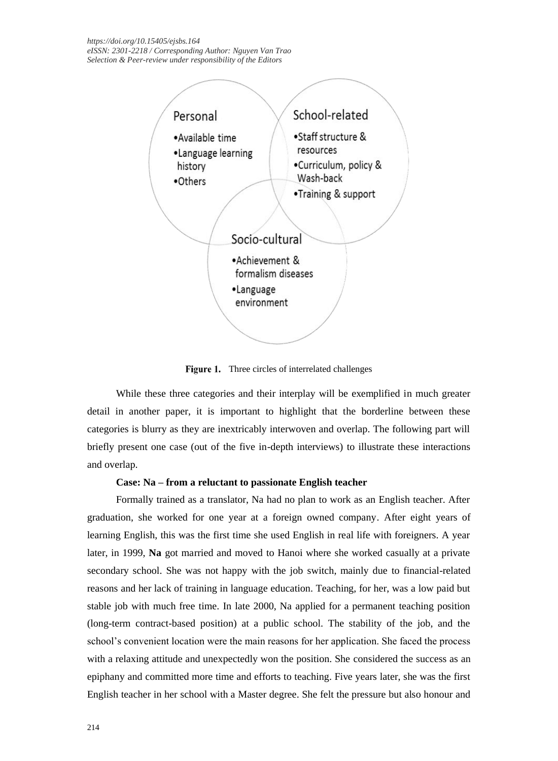Personal

•Available time

•Language learning history

•Others

School-related

•Staff structure & resources

•Curriculum, policy & Wash-back

•Training & support

Socio-cultural

•Achievement & formalism diseases

•Language environment

**Figure 1.** Three circles of interrelated challenges

While these three categories and their interplay will be exemplified in much greater detail in another paper, it is important to highlight that the borderline between these categories is blurry as they are inextricably interwoven and overlap. The following part will briefly present one case (out of the five in-depth interviews) to illustrate these interactions and overlap.

**Case: Na – from a reluctant to passionate English teacher**

Formally trained as a translator, Na had no plan to work as an English teacher. After graduation, she worked for one year at a foreign owned company. After eight years of learning English, this was the first time she used English in real life with foreigners. A year later, in 1999, **Na** got married and moved to Hanoi where she worked casually at a private secondary school. She was not happy with the job switch, mainly due to financial-related reasons and her lack of training in language education. Teaching, for her, was a low paid but stable job with much free time. In late 2000, Na applied for a permanent teaching position (long-term contract-based position) at a public school. The stability of the job, and the school's convenient location were the main reasons for her application. She faced the process with a relaxing attitude and unexpectedly won the position. She considered the success as an epiphany and committed more time and efforts to teaching. Five years later, she was the first English teacher in her school with a Master degree. She felt the pressure but also honour and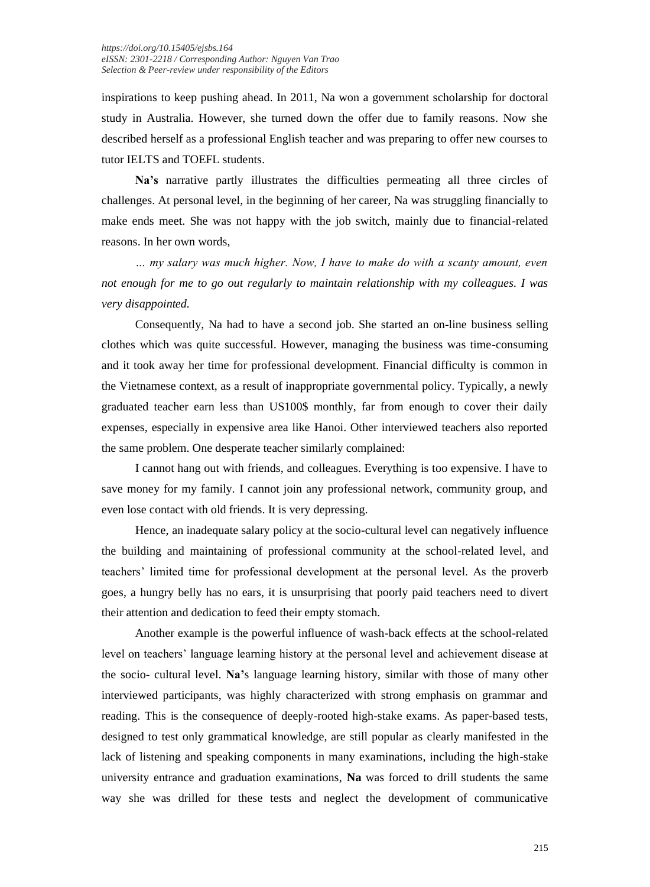inspirations to keep pushing ahead. In 2011, Na won a government scholarship for doctoral study in Australia. However, she turned down the offer due to family reasons. Now she described herself as a professional English teacher and was preparing to offer new courses to tutor IELTS and TOEFL students.

**Na's** narrative partly illustrates the difficulties permeating all three circles of challenges. At personal level, in the beginning of her career, Na was struggling financially to make ends meet. She was not happy with the job switch, mainly due to financial-related reasons. In her own words,

*… my salary was much higher. Now, I have to make do with a scanty amount, even not enough for me to go out regularly to maintain relationship with my colleagues. I was very disappointed.*

Consequently, Na had to have a second job. She started an on-line business selling clothes which was quite successful. However, managing the business was time-consuming and it took away her time for professional development. Financial difficulty is common in the Vietnamese context, as a result of inappropriate governmental policy. Typically, a newly graduated teacher earn less than US100$ monthly, far from enough to cover their daily expenses, especially in expensive area like Hanoi. Other interviewed teachers also reported the same problem. One desperate teacher similarly complained:

I cannot hang out with friends, and colleagues. Everything is too expensive. I have to save money for my family. I cannot join any professional network, community group, and even lose contact with old friends. It is very depressing.

Hence, an inadequate salary policy at the socio-cultural level can negatively influence the building and maintaining of professional community at the school-related level, and teachers' limited time for professional development at the personal level. As the proverb goes, a hungry belly has no ears, it is unsurprising that poorly paid teachers need to divert their attention and dedication to feed their empty stomach.

Another example is the powerful influence of wash-back effects at the school-related level on teachers' language learning history at the personal level and achievement disease at the socio- cultural level. **Na**'s language learning history, similar with those of many other interviewed participants, was highly characterized with strong emphasis on grammar and reading. This is the consequence of deeply-rooted high-stake exams. As paper-based tests, designed to test only grammatical knowledge, are still popular as clearly manifested in the lack of listening and speaking components in many examinations, including the high-stake university entrance and graduation examinations, **Na** was forced to drill students the same way she was drilled for these tests and neglect the development of communicative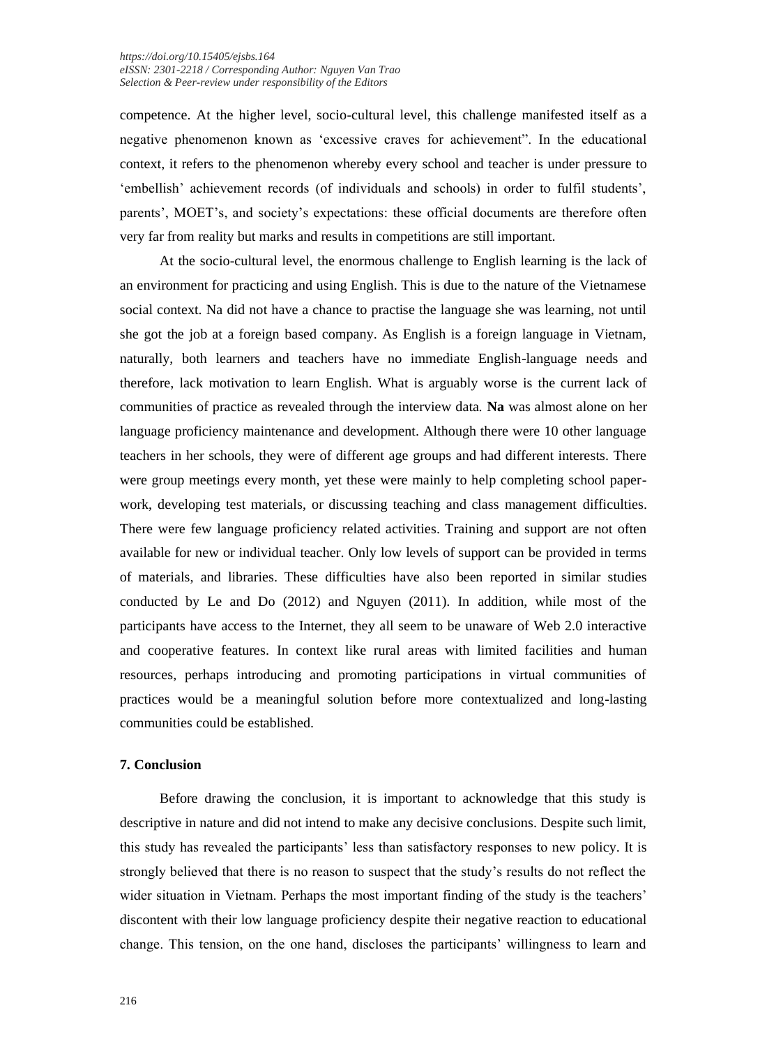competence. At the higher level, socio-cultural level, this challenge manifested itself as a negative phenomenon known as 'excessive craves for achievement". In the educational context, it refers to the phenomenon whereby every school and teacher is under pressure to 'embellish' achievement records (of individuals and schools) in order to fulfil students', parents', MOET's, and society's expectations: these official documents are therefore often very far from reality but marks and results in competitions are still important.

At the socio-cultural level, the enormous challenge to English learning is the lack of an environment for practicing and using English. This is due to the nature of the Vietnamese social context. Na did not have a chance to practise the language she was learning, not until she got the job at a foreign based company. As English is a foreign language in Vietnam, naturally, both learners and teachers have no immediate English-language needs and therefore, lack motivation to learn English. What is arguably worse is the current lack of communities of practice as revealed through the interview data. **Na** was almost alone on her language proficiency maintenance and development. Although there were 10 other language teachers in her schools, they were of different age groups and had different interests. There were group meetings every month, yet these were mainly to help completing school paper-work, developing test materials, or discussing teaching and class management difficulties. There were few language proficiency related activities. Training and support are not often available for new or individual teacher. Only low levels of support can be provided in terms of materials, and libraries. These difficulties have also been reported in similar studies conducted by Le and Do (2012) and Nguyen (2011). In addition, while most of the participants have access to the Internet, they all seem to be unaware of Web 2.0 interactive and cooperative features. In context like rural areas with limited facilities and human resources, perhaps introducing and promoting participations in virtual communities of practices would be a meaningful solution before more contextualized and long-lasting communities could be established.

## 7. Conclusion

Before drawing the conclusion, it is important to acknowledge that this study is descriptive in nature and did not intend to make any decisive conclusions. Despite such limit, this study has revealed the participants' less than satisfactory responses to new policy. It is strongly believed that there is no reason to suspect that the study's results do not reflect the wider situation in Vietnam. Perhaps the most important finding of the study is the teachers' discontent with their low language proficiency despite their negative reaction to educational change. This tension, on the one hand, discloses the participants' willingness to learn and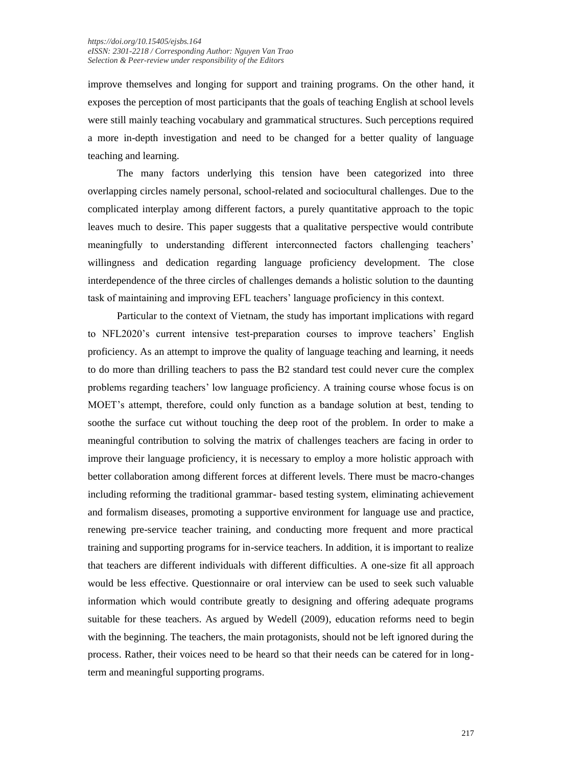improve themselves and longing for support and training programs. On the other hand, it exposes the perception of most participants that the goals of teaching English at school levels were still mainly teaching vocabulary and grammatical structures. Such perceptions required a more in-depth investigation and need to be changed for a better quality of language teaching and learning.

The many factors underlying this tension have been categorized into three overlapping circles namely personal, school-related and sociocultural challenges. Due to the complicated interplay among different factors, a purely quantitative approach to the topic leaves much to desire. This paper suggests that a qualitative perspective would contribute meaningfully to understanding different interconnected factors challenging teachers' willingness and dedication regarding language proficiency development. The close interdependence of the three circles of challenges demands a holistic solution to the daunting task of maintaining and improving EFL teachers' language proficiency in this context.

Particular to the context of Vietnam, the study has important implications with regard to NFL2020's current intensive test-preparation courses to improve teachers' English proficiency. As an attempt to improve the quality of language teaching and learning, it needs to do more than drilling teachers to pass the B2 standard test could never cure the complex problems regarding teachers' low language proficiency. A training course whose focus is on MOET's attempt, therefore, could only function as a bandage solution at best, tending to soothe the surface cut without touching the deep root of the problem. In order to make a meaningful contribution to solving the matrix of challenges teachers are facing in order to improve their language proficiency, it is necessary to employ a more holistic approach with better collaboration among different forces at different levels. There must be macro-changes including reforming the traditional grammar- based testing system, eliminating achievement and formalism diseases, promoting a supportive environment for language use and practice, renewing pre-service teacher training, and conducting more frequent and more practical training and supporting programs for in-service teachers. In addition, it is important to realize that teachers are different individuals with different difficulties. A one-size fit all approach would be less effective. Questionnaire or oral interview can be used to seek such valuable information which would contribute greatly to designing and offering adequate programs suitable for these teachers. As argued by Wedell (2009), education reforms need to begin with the beginning. The teachers, the main protagonists, should not be left ignored during the process. Rather, their voices need to be heard so that their needs can be catered for in long-term and meaningful supporting programs.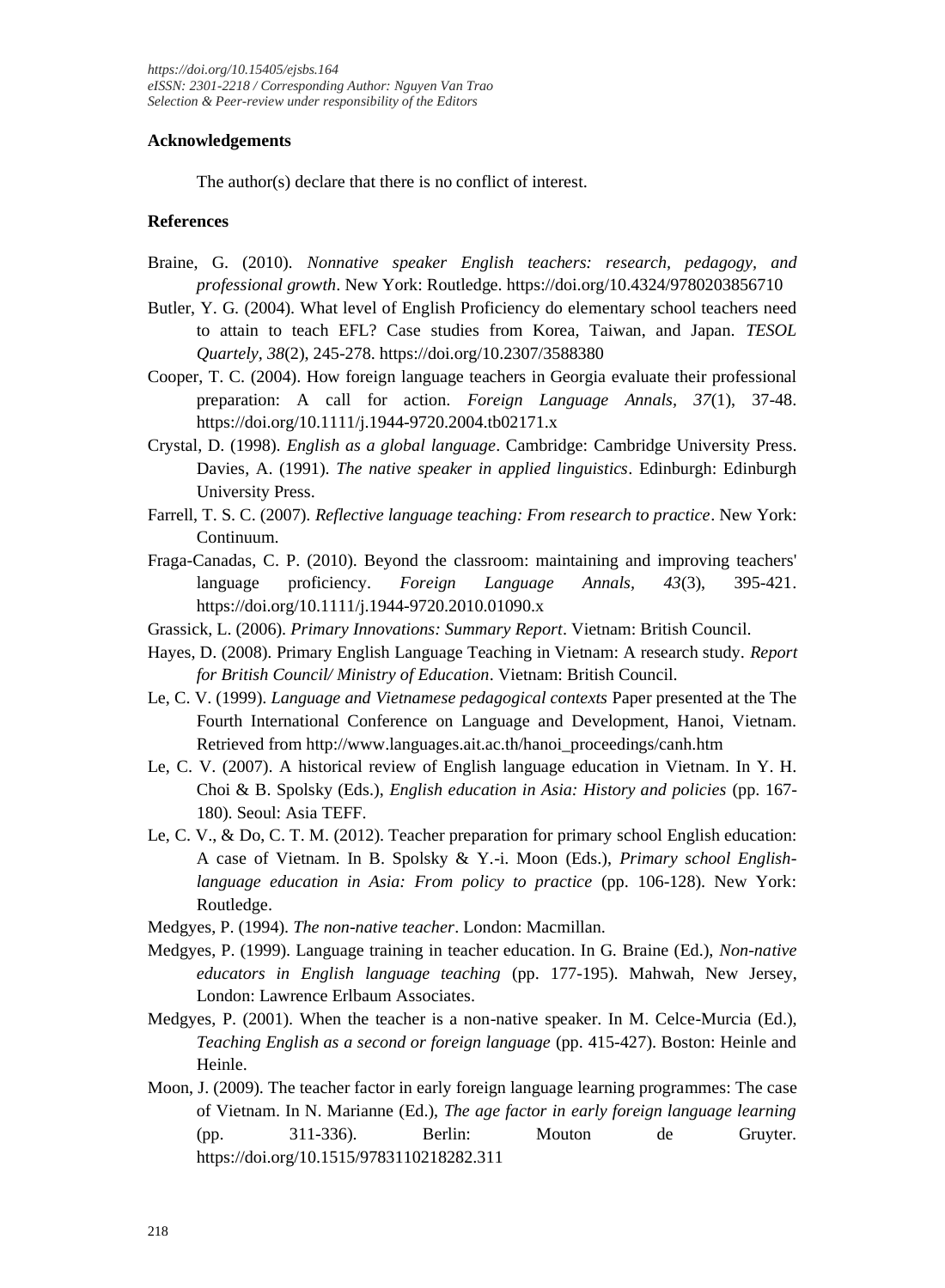## Acknowledgements

The author(s) declare that there is no conflict of interest.

## References

Braine, G. (2010). *Nonnative speaker English teachers: research, pedagogy, and professional growth*. New York: Routledge. https://doi.org/10.4324/9780203856710

Butler, Y. G. (2004). What level of English Proficiency do elementary school teachers need to attain to teach EFL? Case studies from Korea, Taiwan, and Japan. *TESOL Quartely, 38*(2), 245-278. https://doi.org/10.2307/3588380

Cooper, T. C. (2004). How foreign language teachers in Georgia evaluate their professional preparation: A call for action. *Foreign Language Annals, 37*(1), 37-48. https://doi.org/10.1111/j.1944-9720.2004.tb02171.x

Crystal, D. (1998). *English as a global language*. Cambridge: Cambridge University Press. Davies, A. (1991). *The native speaker in applied linguistics*. Edinburgh: Edinburgh University Press.

Farrell, T. S. C. (2007). *Reflective language teaching: From research to practice*. New York: Continuum.

Fraga-Canadas, C. P. (2010). Beyond the classroom: maintaining and improving teachers' language proficiency. *Foreign Language Annals*, *43*(3), 395-421. https://doi.org/10.1111/j.1944-9720.2010.01090.x

Grassick, L. (2006). *Primary Innovations: Summary Report*. Vietnam: British Council.

Hayes, D. (2008). Primary English Language Teaching in Vietnam: A research study. *Report for British Council/ Ministry of Education*. Vietnam: British Council.

Le, C. V. (1999). *Language and Vietnamese pedagogical contexts* Paper presented at the The Fourth International Conference on Language and Development, Hanoi, Vietnam. Retrieved from http://www.languages.ait.ac.th/hanoi_proceedings/canh.htm

Le, C. V. (2007). A historical review of English language education in Vietnam. In Y. H. Choi & B. Spolsky (Eds.), *English education in Asia: History and policies* (pp. 167-180). Seoul: Asia TEFF.

Le, C. V., & Do, C. T. M. (2012). Teacher preparation for primary school English education: A case of Vietnam. In B. Spolsky & Y.-i. Moon (Eds.), *Primary school English-language education in Asia: From policy to practice* (pp. 106-128). New York: Routledge.

Medgyes, P. (1994). *The non-native teacher*. London: Macmillan.

Medgyes, P. (1999). Language training in teacher education. In G. Braine (Ed.), *Non-native educators in English language teaching* (pp. 177-195). Mahwah, New Jersey, London: Lawrence Erlbaum Associates.

Medgyes, P. (2001). When the teacher is a non-native speaker. In M. Celce-Murcia (Ed.), *Teaching English as a second or foreign language* (pp. 415-427). Boston: Heinle and Heinle.

Moon, J. (2009). The teacher factor in early foreign language learning programmes: The case of Vietnam. In N. Marianne (Ed.), *The age factor in early foreign language learning* (pp. 311-336). Berlin: Mouton de Gruyter. https://doi.org/10.1515/9783110218282.311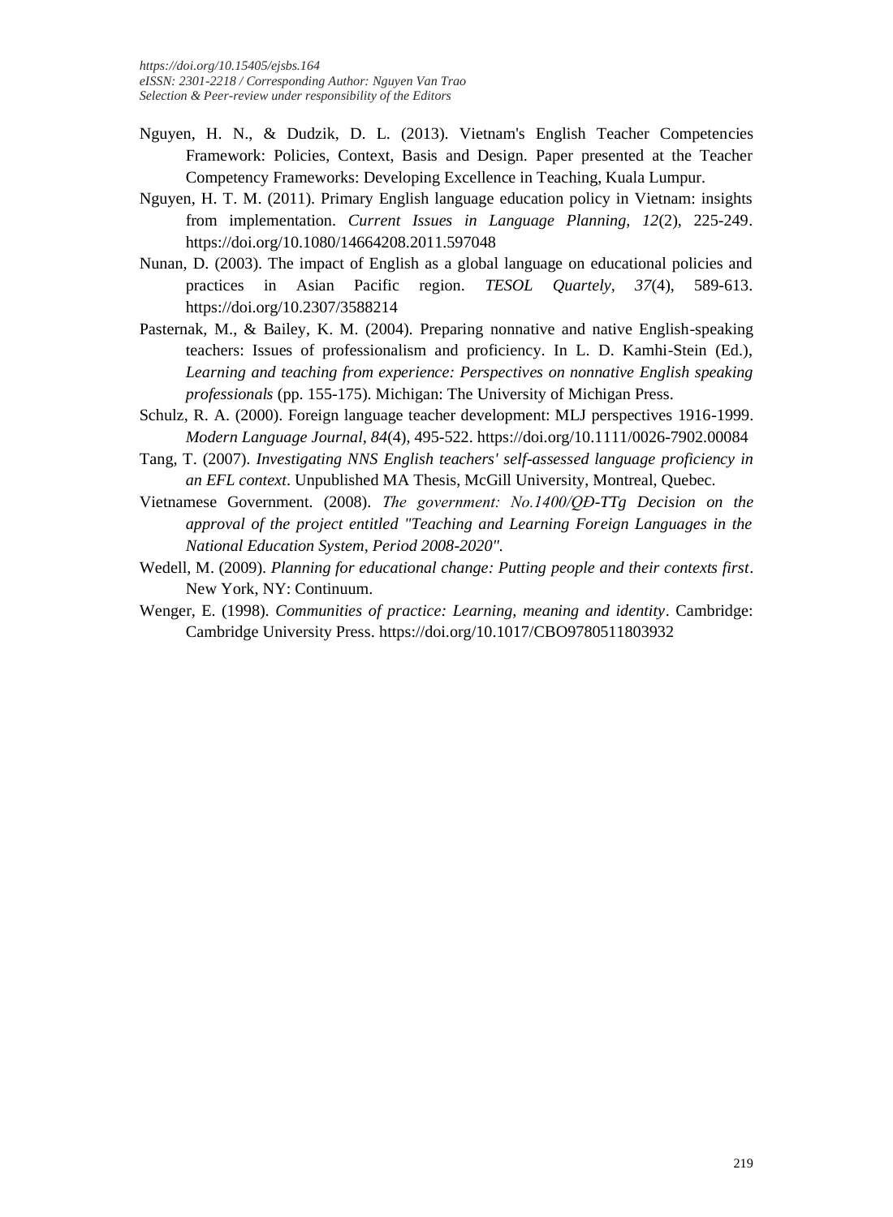Nguyen, H. N., & Dudzik, D. L. (2013). Vietnam's English Teacher Competencies Framework: Policies, Context, Basis and Design. Paper presented at the Teacher Competency Frameworks: Developing Excellence in Teaching, Kuala Lumpur.

Nguyen, H. T. M. (2011). Primary English language education policy in Vietnam: insights from implementation. *Current Issues in Language Planning, 12*(2), 225-249. https://doi.org/10.1080/14664208.2011.597048

Nunan, D. (2003). The impact of English as a global language on educational policies and practices in Asian Pacific region. *TESOL Quartely, 37*(4), 589-613. https://doi.org/10.2307/3588214

Pasternak, M., & Bailey, K. M. (2004). Preparing nonnative and native English-speaking teachers: Issues of professionalism and proficiency. In L. D. Kamhi-Stein (Ed.), *Learning and teaching from experience: Perspectives on nonnative English speaking professionals* (pp. 155-175). Michigan: The University of Michigan Press.

Schulz, R. A. (2000). Foreign language teacher development: MLJ perspectives 1916-1999. *Modern Language Journal, 84*(4), 495-522. https://doi.org/10.1111/0026-7902.00084

Tang, T. (2007). *Investigating NNS English teachers' self-assessed language proficiency in an EFL context*. Unpublished MA Thesis, McGill University, Montreal, Quebec.

Vietnamese Government. (2008). *The government: No.1400/QĐ-TTg Decision on the approval of the project entitled "Teaching and Learning Foreign Languages in the National Education System, Period 2008-2020".*

Wedell, M. (2009). *Planning for educational change: Putting people and their contexts first*. New York, NY: Continuum.

Wenger, E. (1998). *Communities of practice: Learning, meaning and identity*. Cambridge: Cambridge University Press. https://doi.org/10.1017/CBO9780511803932